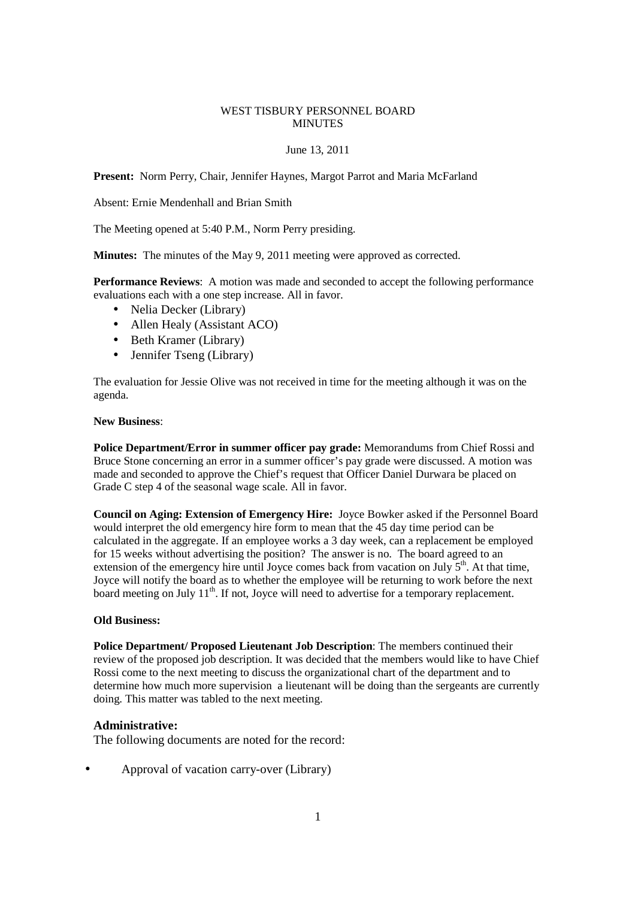WEST TISBURY PERSONNEL BOARD
MINUTES

June 13, 2011

**Present:** Norm Perry, Chair, Jennifer Haynes, Margot Parrot and Maria McFarland

Absent: Ernie Mendenhall and Brian Smith

The Meeting opened at 5:40 P.M., Norm Perry presiding.

**Minutes:** The minutes of the May 9, 2011 meeting were approved as corrected.

**Performance Reviews**: A motion was made and seconded to accept the following performance evaluations each with a one step increase. All in favor.

- Nelia Decker (Library)
- Allen Healy (Assistant ACO)
- Beth Kramer (Library)
- Jennifer Tseng (Library)

The evaluation for Jessie Olive was not received in time for the meeting although it was on the agenda.

**New Business**:

**Police Department/Error in summer officer pay grade:** Memorandums from Chief Rossi and Bruce Stone concerning an error in a summer officer's pay grade were discussed. A motion was made and seconded to approve the Chief's request that Officer Daniel Durwara be placed on Grade C step 4 of the seasonal wage scale. All in favor.

**Council on Aging: Extension of Emergency Hire:** Joyce Bowker asked if the Personnel Board would interpret the old emergency hire form to mean that the 45 day time period can be calculated in the aggregate. If an employee works a 3 day week, can a replacement be employed for 15 weeks without advertising the position? The answer is no. The board agreed to an extension of the emergency hire until Joyce comes back from vacation on July 5th. At that time, Joyce will notify the board as to whether the employee will be returning to work before the next board meeting on July 11th. If not, Joyce will need to advertise for a temporary replacement.

**Old Business:**

**Police Department/ Proposed Lieutenant Job Description**: The members continued their review of the proposed job description. It was decided that the members would like to have Chief Rossi come to the next meeting to discuss the organizational chart of the department and to determine how much more supervision a lieutenant will be doing than the sergeants are currently doing. This matter was tabled to the next meeting.

**Administrative:**

The following documents are noted for the record:

- Approval of vacation carry-over (Library)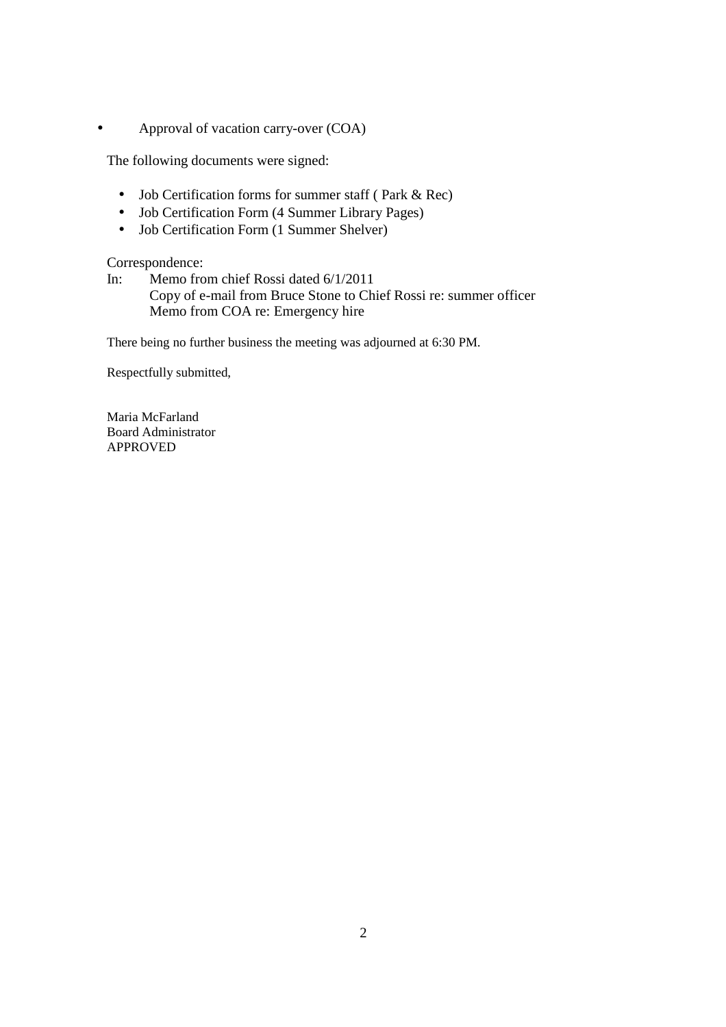- Approval of vacation carry-over (COA)

The following documents were signed:

- Job Certification forms for summer staff ( Park & Rec)
- Job Certification Form (4 Summer Library Pages)
- Job Certification Form (1 Summer Shelver)

Correspondence:

In: Memo from chief Rossi dated 6/1/2011
Copy of e-mail from Bruce Stone to Chief Rossi re: summer officer
Memo from COA re: Emergency hire

There being no further business the meeting was adjourned at 6:30 PM.

Respectfully submitted,

Maria McFarland
Board Administrator
APPROVED